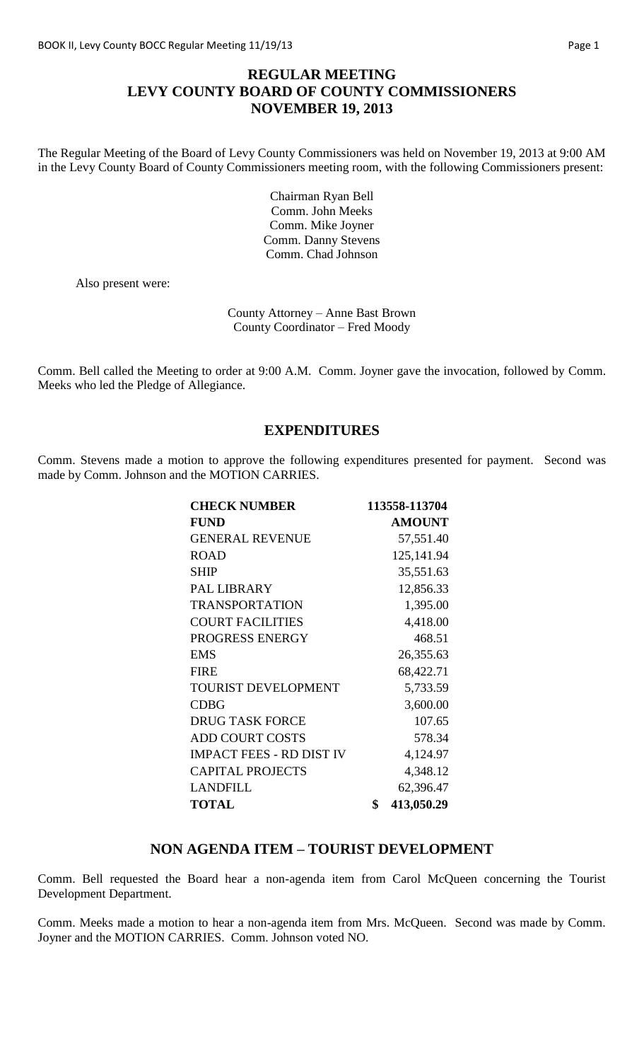# REGULAR MEETING
# LEVY COUNTY BOARD OF COUNTY COMMISSIONERS
# NOVEMBER 19, 2013

The Regular Meeting of the Board of Levy County Commissioners was held on November 19, 2013 at 9:00 AM in the Levy County Board of County Commissioners meeting room, with the following Commissioners present:

Chairman Ryan Bell
Comm. John Meeks
Comm. Mike Joyner
Comm. Danny Stevens
Comm. Chad Johnson

Also present were:

County Attorney – Anne Bast Brown
County Coordinator – Fred Moody

Comm. Bell called the Meeting to order at 9:00 A.M. Comm. Joyner gave the invocation, followed by Comm. Meeks who led the Pledge of Allegiance.

## EXPENDITURES

Comm. Stevens made a motion to approve the following expenditures presented for payment. Second was made by Comm. Johnson and the MOTION CARRIES.

| CHECK NUMBER | 113558-113704 |
|---|---|
| **FUND** | **AMOUNT** |
| GENERAL REVENUE | 57,551.40 |
| ROAD | 125,141.94 |
| SHIP | 35,551.63 |
| PAL LIBRARY | 12,856.33 |
| TRANSPORTATION | 1,395.00 |
| COURT FACILITIES | 4,418.00 |
| PROGRESS ENERGY | 468.51 |
| EMS | 26,355.63 |
| FIRE | 68,422.71 |
| TOURIST DEVELOPMENT | 5,733.59 |
| CDBG | 3,600.00 |
| DRUG TASK FORCE | 107.65 |
| ADD COURT COSTS | 578.34 |
| IMPACT FEES - RD DIST IV | 4,124.97 |
| CAPITAL PROJECTS | 4,348.12 |
| LANDFILL | 62,396.47 |
| **TOTAL** | **$ 413,050.29** |

## NON AGENDA ITEM – TOURIST DEVELOPMENT

Comm. Bell requested the Board hear a non-agenda item from Carol McQueen concerning the Tourist Development Department.

Comm. Meeks made a motion to hear a non-agenda item from Mrs. McQueen. Second was made by Comm. Joyner and the MOTION CARRIES. Comm. Johnson voted NO.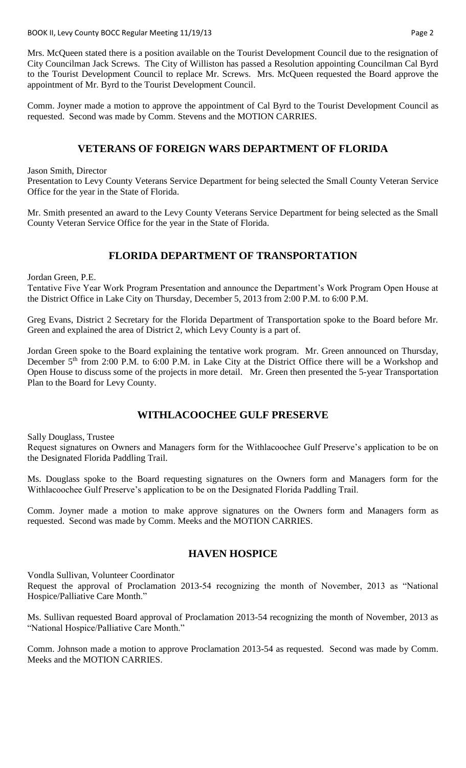Mrs. McQueen stated there is a position available on the Tourist Development Council due to the resignation of City Councilman Jack Screws. The City of Williston has passed a Resolution appointing Councilman Cal Byrd to the Tourist Development Council to replace Mr. Screws. Mrs. McQueen requested the Board approve the appointment of Mr. Byrd to the Tourist Development Council.

Comm. Joyner made a motion to approve the appointment of Cal Byrd to the Tourist Development Council as requested. Second was made by Comm. Stevens and the MOTION CARRIES.

## VETERANS OF FOREIGN WARS DEPARTMENT OF FLORIDA

Jason Smith, Director
Presentation to Levy County Veterans Service Department for being selected the Small County Veteran Service Office for the year in the State of Florida.

Mr. Smith presented an award to the Levy County Veterans Service Department for being selected as the Small County Veteran Service Office for the year in the State of Florida.

## FLORIDA DEPARTMENT OF TRANSPORTATION

Jordan Green, P.E.
Tentative Five Year Work Program Presentation and announce the Department's Work Program Open House at the District Office in Lake City on Thursday, December 5, 2013 from 2:00 P.M. to 6:00 P.M.

Greg Evans, District 2 Secretary for the Florida Department of Transportation spoke to the Board before Mr. Green and explained the area of District 2, which Levy County is a part of.

Jordan Green spoke to the Board explaining the tentative work program. Mr. Green announced on Thursday, December 5th from 2:00 P.M. to 6:00 P.M. in Lake City at the District Office there will be a Workshop and Open House to discuss some of the projects in more detail. Mr. Green then presented the 5-year Transportation Plan to the Board for Levy County.

## WITHLACOOCHEE GULF PRESERVE

Sally Douglass, Trustee
Request signatures on Owners and Managers form for the Withlacoochee Gulf Preserve's application to be on the Designated Florida Paddling Trail.

Ms. Douglass spoke to the Board requesting signatures on the Owners form and Managers form for the Withlacoochee Gulf Preserve's application to be on the Designated Florida Paddling Trail.

Comm. Joyner made a motion to make approve signatures on the Owners form and Managers form as requested. Second was made by Comm. Meeks and the MOTION CARRIES.

## HAVEN HOSPICE

Vondla Sullivan, Volunteer Coordinator
Request the approval of Proclamation 2013-54 recognizing the month of November, 2013 as "National Hospice/Palliative Care Month."

Ms. Sullivan requested Board approval of Proclamation 2013-54 recognizing the month of November, 2013 as "National Hospice/Palliative Care Month."

Comm. Johnson made a motion to approve Proclamation 2013-54 as requested. Second was made by Comm. Meeks and the MOTION CARRIES.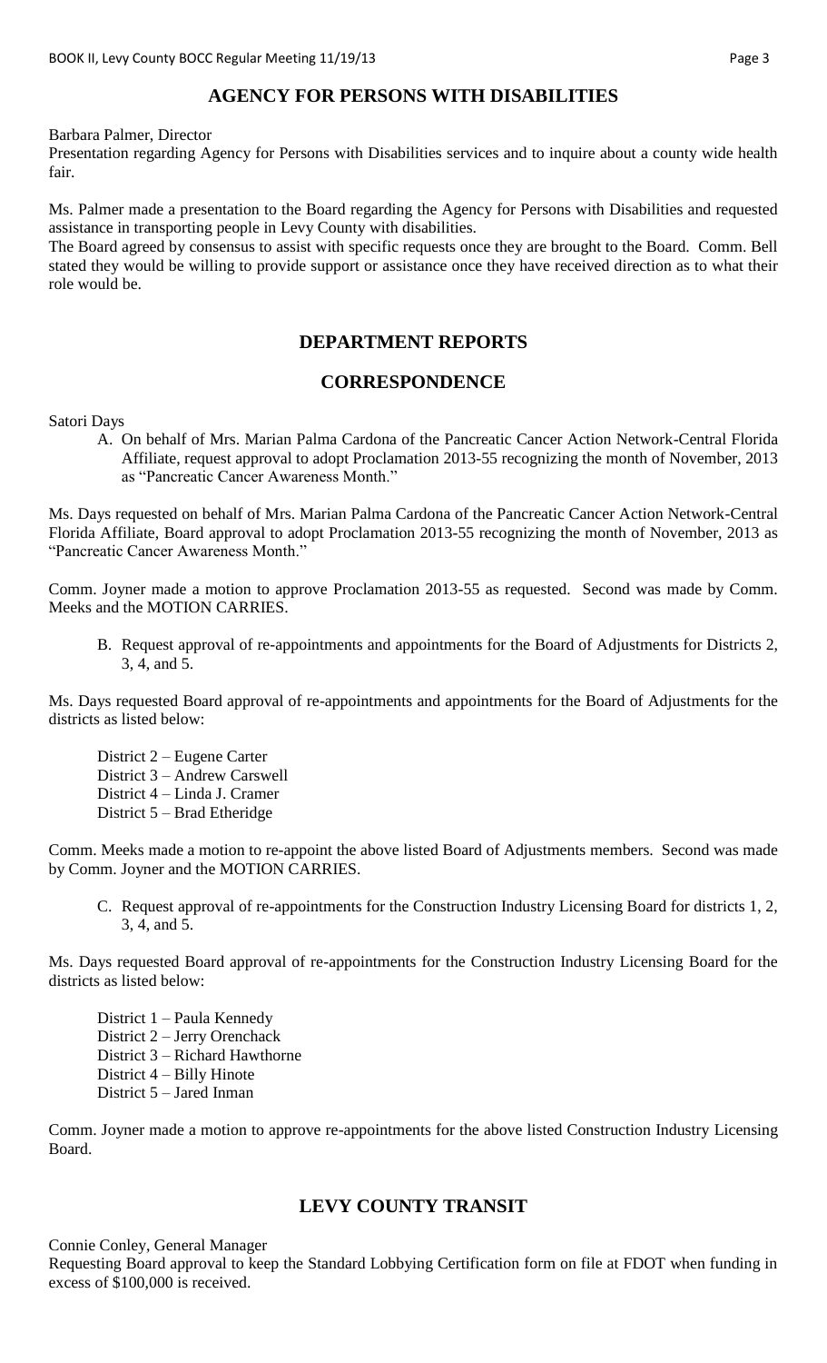## AGENCY FOR PERSONS WITH DISABILITIES

Barbara Palmer, Director
Presentation regarding Agency for Persons with Disabilities services and to inquire about a county wide health fair.

Ms. Palmer made a presentation to the Board regarding the Agency for Persons with Disabilities and requested assistance in transporting people in Levy County with disabilities.
The Board agreed by consensus to assist with specific requests once they are brought to the Board. Comm. Bell stated they would be willing to provide support or assistance once they have received direction as to what their role would be.

## DEPARTMENT REPORTS

## CORRESPONDENCE

Satori Days

A. On behalf of Mrs. Marian Palma Cardona of the Pancreatic Cancer Action Network-Central Florida Affiliate, request approval to adopt Proclamation 2013-55 recognizing the month of November, 2013 as "Pancreatic Cancer Awareness Month."

Ms. Days requested on behalf of Mrs. Marian Palma Cardona of the Pancreatic Cancer Action Network-Central Florida Affiliate, Board approval to adopt Proclamation 2013-55 recognizing the month of November, 2013 as "Pancreatic Cancer Awareness Month."

Comm. Joyner made a motion to approve Proclamation 2013-55 as requested. Second was made by Comm. Meeks and the MOTION CARRIES.

B. Request approval of re-appointments and appointments for the Board of Adjustments for Districts 2, 3, 4, and 5.

Ms. Days requested Board approval of re-appointments and appointments for the Board of Adjustments for the districts as listed below:

District 2 – Eugene Carter
District 3 – Andrew Carswell
District 4 – Linda J. Cramer
District 5 – Brad Etheridge

Comm. Meeks made a motion to re-appoint the above listed Board of Adjustments members. Second was made by Comm. Joyner and the MOTION CARRIES.

C. Request approval of re-appointments for the Construction Industry Licensing Board for districts 1, 2, 3, 4, and 5.

Ms. Days requested Board approval of re-appointments for the Construction Industry Licensing Board for the districts as listed below:

District 1 – Paula Kennedy
District 2 – Jerry Orenchack
District 3 – Richard Hawthorne
District 4 – Billy Hinote
District 5 – Jared Inman

Comm. Joyner made a motion to approve re-appointments for the above listed Construction Industry Licensing Board.

## LEVY COUNTY TRANSIT

Connie Conley, General Manager
Requesting Board approval to keep the Standard Lobbying Certification form on file at FDOT when funding in excess of $100,000 is received.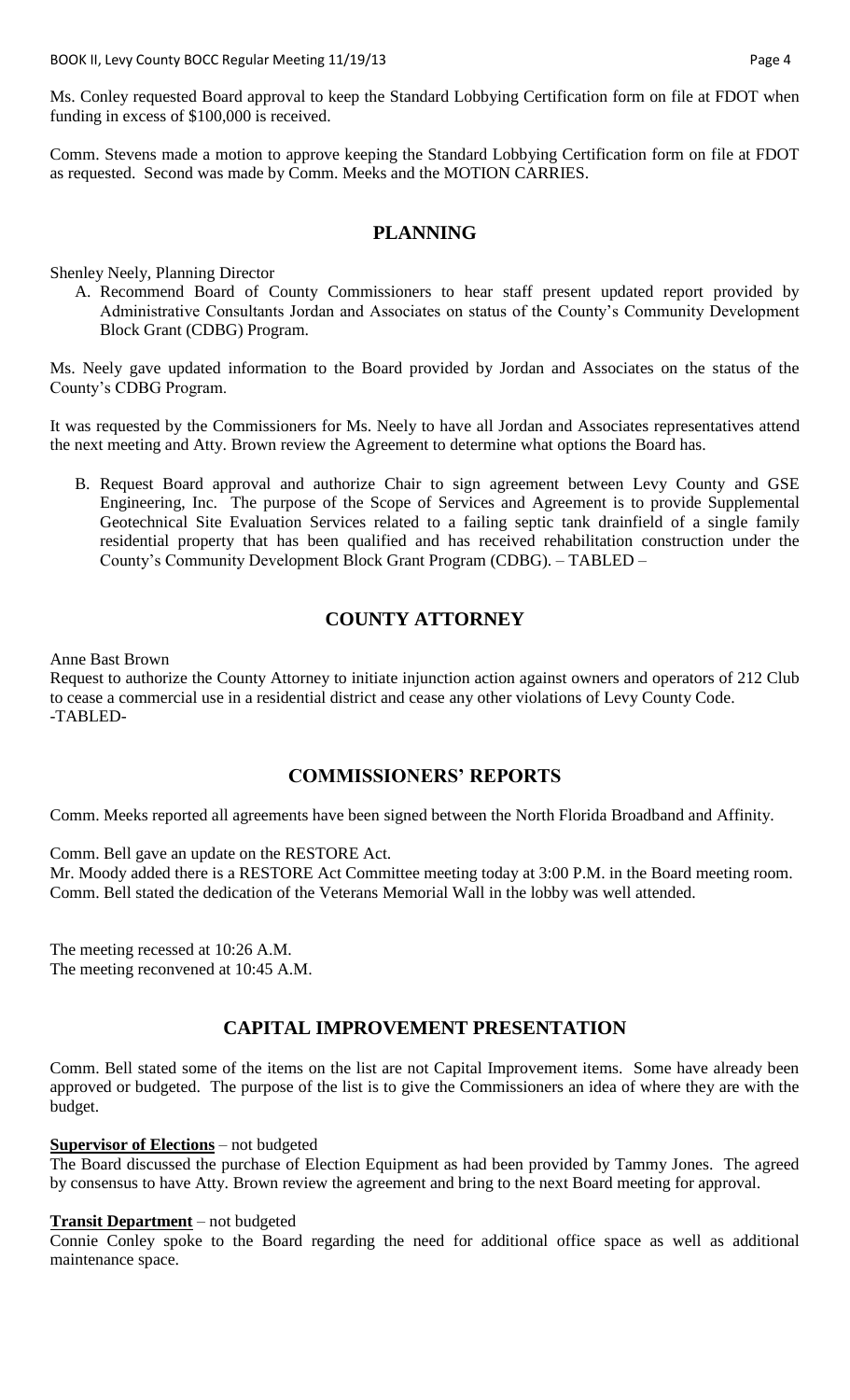Ms. Conley requested Board approval to keep the Standard Lobbying Certification form on file at FDOT when funding in excess of $100,000 is received.

Comm. Stevens made a motion to approve keeping the Standard Lobbying Certification form on file at FDOT as requested. Second was made by Comm. Meeks and the MOTION CARRIES.

## PLANNING

Shenley Neely, Planning Director

A. Recommend Board of County Commissioners to hear staff present updated report provided by Administrative Consultants Jordan and Associates on status of the County's Community Development Block Grant (CDBG) Program.

Ms. Neely gave updated information to the Board provided by Jordan and Associates on the status of the County's CDBG Program.

It was requested by the Commissioners for Ms. Neely to have all Jordan and Associates representatives attend the next meeting and Atty. Brown review the Agreement to determine what options the Board has.

B. Request Board approval and authorize Chair to sign agreement between Levy County and GSE Engineering, Inc. The purpose of the Scope of Services and Agreement is to provide Supplemental Geotechnical Site Evaluation Services related to a failing septic tank drainfield of a single family residential property that has been qualified and has received rehabilitation construction under the County's Community Development Block Grant Program (CDBG). – TABLED –

## COUNTY ATTORNEY

Anne Bast Brown

Request to authorize the County Attorney to initiate injunction action against owners and operators of 212 Club to cease a commercial use in a residential district and cease any other violations of Levy County Code.
-TABLED-

## COMMISSIONERS' REPORTS

Comm. Meeks reported all agreements have been signed between the North Florida Broadband and Affinity.

Comm. Bell gave an update on the RESTORE Act.
Mr. Moody added there is a RESTORE Act Committee meeting today at 3:00 P.M. in the Board meeting room.
Comm. Bell stated the dedication of the Veterans Memorial Wall in the lobby was well attended.

The meeting recessed at 10:26 A.M.
The meeting reconvened at 10:45 A.M.

## CAPITAL IMPROVEMENT PRESENTATION

Comm. Bell stated some of the items on the list are not Capital Improvement items. Some have already been approved or budgeted. The purpose of the list is to give the Commissioners an idea of where they are with the budget.

**Supervisor of Elections** – not budgeted
The Board discussed the purchase of Election Equipment as had been provided by Tammy Jones. The agreed by consensus to have Atty. Brown review the agreement and bring to the next Board meeting for approval.

**Transit Department** – not budgeted
Connie Conley spoke to the Board regarding the need for additional office space as well as additional maintenance space.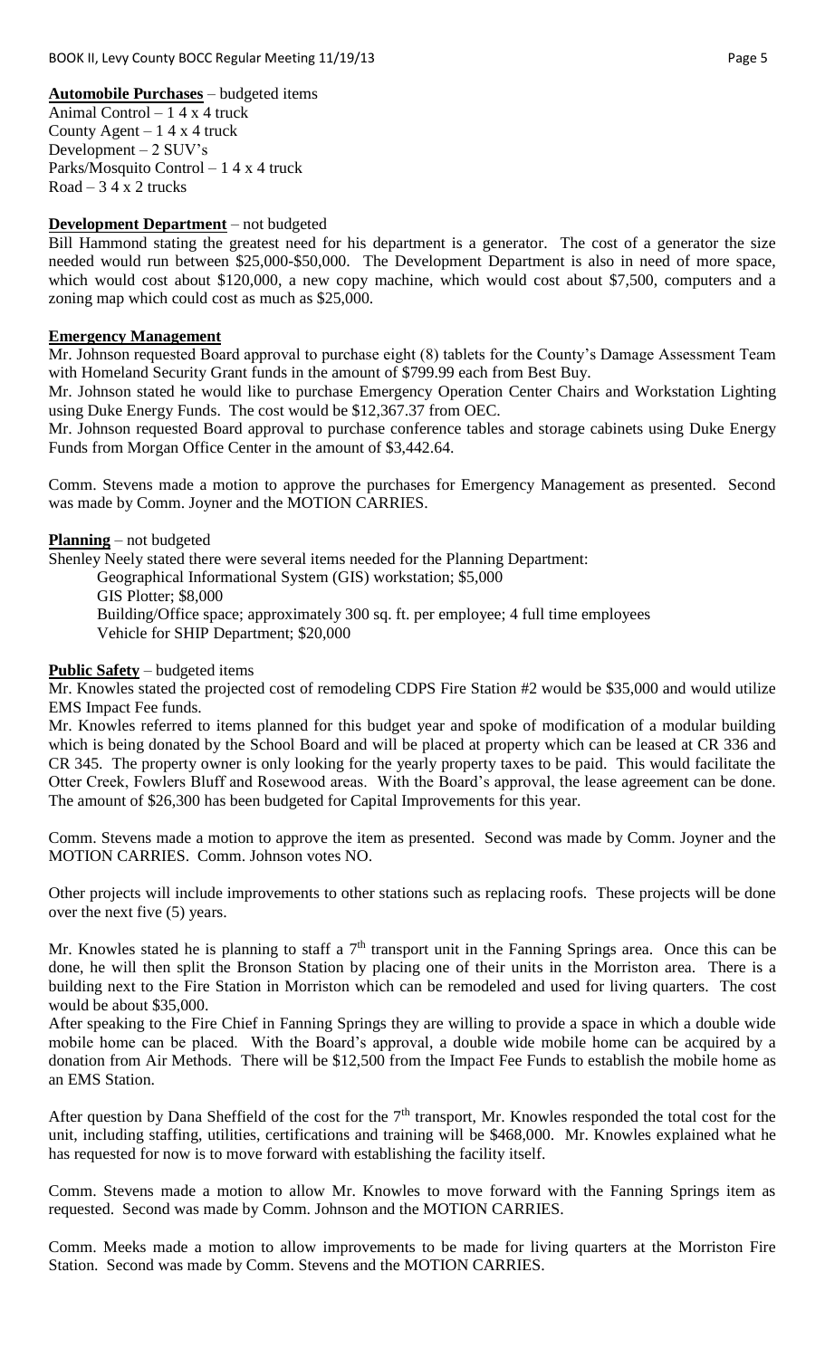**Automobile Purchases** – budgeted items
Animal Control – 1 4 x 4 truck
County Agent – 1 4 x 4 truck
Development – 2 SUV's
Parks/Mosquito Control – 1 4 x 4 truck
Road – 3 4 x 2 trucks

**Development Department** – not budgeted

Bill Hammond stating the greatest need for his department is a generator. The cost of a generator the size needed would run between $25,000-$50,000. The Development Department is also in need of more space, which would cost about $120,000, a new copy machine, which would cost about $7,500, computers and a zoning map which could cost as much as $25,000.

**Emergency Management**

Mr. Johnson requested Board approval to purchase eight (8) tablets for the County's Damage Assessment Team with Homeland Security Grant funds in the amount of $799.99 each from Best Buy.

Mr. Johnson stated he would like to purchase Emergency Operation Center Chairs and Workstation Lighting using Duke Energy Funds. The cost would be $12,367.37 from OEC.

Mr. Johnson requested Board approval to purchase conference tables and storage cabinets using Duke Energy Funds from Morgan Office Center in the amount of $3,442.64.

Comm. Stevens made a motion to approve the purchases for Emergency Management as presented. Second was made by Comm. Joyner and the MOTION CARRIES.

**Planning** – not budgeted

Shenley Neely stated there were several items needed for the Planning Department:

Geographical Informational System (GIS) workstation; $5,000
GIS Plotter; $8,000
Building/Office space; approximately 300 sq. ft. per employee; 4 full time employees
Vehicle for SHIP Department; $20,000

**Public Safety** – budgeted items

Mr. Knowles stated the projected cost of remodeling CDPS Fire Station #2 would be $35,000 and would utilize EMS Impact Fee funds.

Mr. Knowles referred to items planned for this budget year and spoke of modification of a modular building which is being donated by the School Board and will be placed at property which can be leased at CR 336 and CR 345. The property owner is only looking for the yearly property taxes to be paid. This would facilitate the Otter Creek, Fowlers Bluff and Rosewood areas. With the Board's approval, the lease agreement can be done. The amount of $26,300 has been budgeted for Capital Improvements for this year.

Comm. Stevens made a motion to approve the item as presented. Second was made by Comm. Joyner and the MOTION CARRIES. Comm. Johnson votes NO.

Other projects will include improvements to other stations such as replacing roofs. These projects will be done over the next five (5) years.

Mr. Knowles stated he is planning to staff a 7th transport unit in the Fanning Springs area. Once this can be done, he will then split the Bronson Station by placing one of their units in the Morriston area. There is a building next to the Fire Station in Morriston which can be remodeled and used for living quarters. The cost would be about $35,000.

After speaking to the Fire Chief in Fanning Springs they are willing to provide a space in which a double wide mobile home can be placed. With the Board's approval, a double wide mobile home can be acquired by a donation from Air Methods. There will be $12,500 from the Impact Fee Funds to establish the mobile home as an EMS Station.

After question by Dana Sheffield of the cost for the 7th transport, Mr. Knowles responded the total cost for the unit, including staffing, utilities, certifications and training will be $468,000. Mr. Knowles explained what he has requested for now is to move forward with establishing the facility itself.

Comm. Stevens made a motion to allow Mr. Knowles to move forward with the Fanning Springs item as requested. Second was made by Comm. Johnson and the MOTION CARRIES.

Comm. Meeks made a motion to allow improvements to be made for living quarters at the Morriston Fire Station. Second was made by Comm. Stevens and the MOTION CARRIES.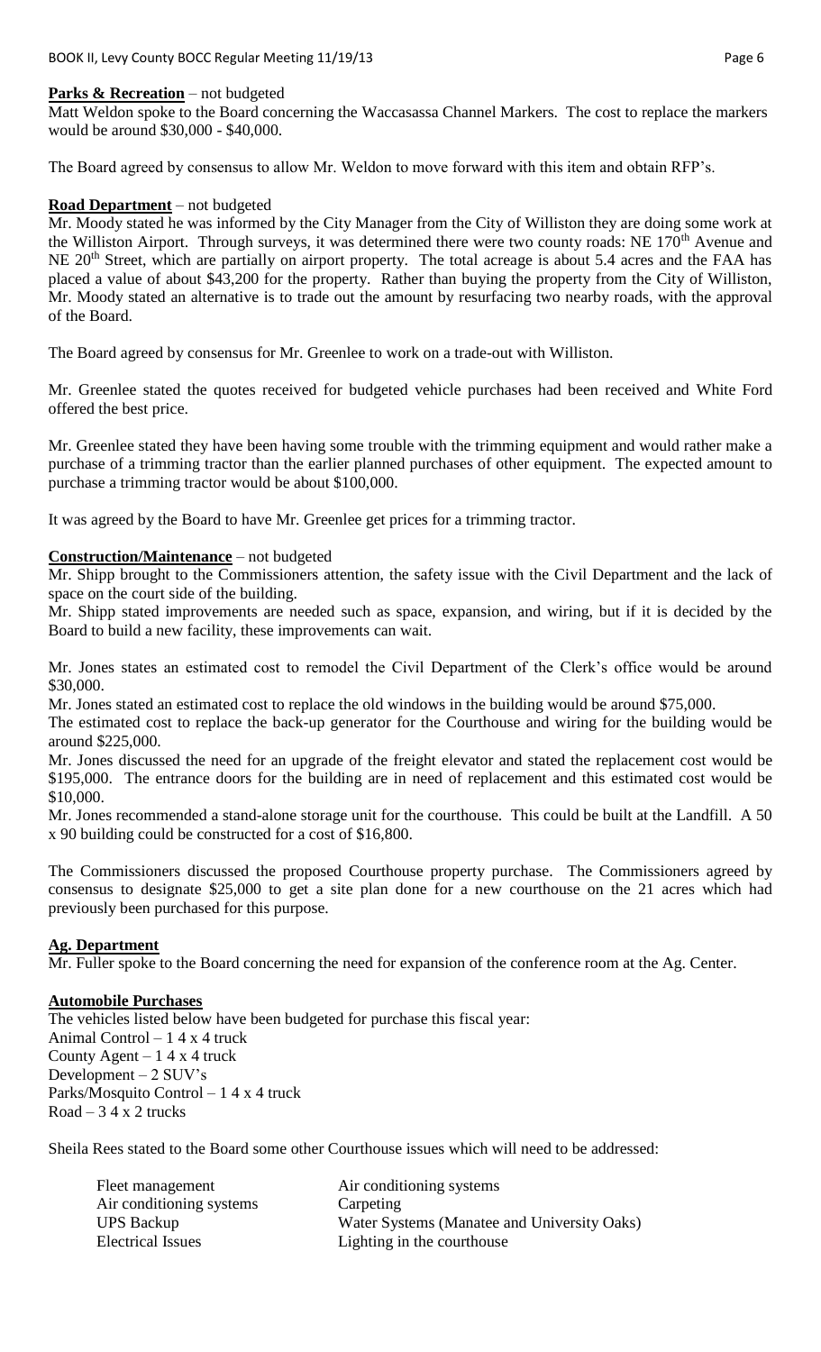**Parks & Recreation** – not budgeted

Matt Weldon spoke to the Board concerning the Waccasassa Channel Markers. The cost to replace the markers would be around $30,000 - $40,000.

The Board agreed by consensus to allow Mr. Weldon to move forward with this item and obtain RFP's.

**Road Department** – not budgeted

Mr. Moody stated he was informed by the City Manager from the City of Williston they are doing some work at the Williston Airport. Through surveys, it was determined there were two county roads: NE 170th Avenue and NE 20th Street, which are partially on airport property. The total acreage is about 5.4 acres and the FAA has placed a value of about $43,200 for the property. Rather than buying the property from the City of Williston, Mr. Moody stated an alternative is to trade out the amount by resurfacing two nearby roads, with the approval of the Board.

The Board agreed by consensus for Mr. Greenlee to work on a trade-out with Williston.

Mr. Greenlee stated the quotes received for budgeted vehicle purchases had been received and White Ford offered the best price.

Mr. Greenlee stated they have been having some trouble with the trimming equipment and would rather make a purchase of a trimming tractor than the earlier planned purchases of other equipment. The expected amount to purchase a trimming tractor would be about $100,000.

It was agreed by the Board to have Mr. Greenlee get prices for a trimming tractor.

**Construction/Maintenance** – not budgeted

Mr. Shipp brought to the Commissioners attention, the safety issue with the Civil Department and the lack of space on the court side of the building.

Mr. Shipp stated improvements are needed such as space, expansion, and wiring, but if it is decided by the Board to build a new facility, these improvements can wait.

Mr. Jones states an estimated cost to remodel the Civil Department of the Clerk's office would be around $30,000.

Mr. Jones stated an estimated cost to replace the old windows in the building would be around $75,000.

The estimated cost to replace the back-up generator for the Courthouse and wiring for the building would be around $225,000.

Mr. Jones discussed the need for an upgrade of the freight elevator and stated the replacement cost would be $195,000. The entrance doors for the building are in need of replacement and this estimated cost would be $10,000.

Mr. Jones recommended a stand-alone storage unit for the courthouse. This could be built at the Landfill. A 50 x 90 building could be constructed for a cost of $16,800.

The Commissioners discussed the proposed Courthouse property purchase. The Commissioners agreed by consensus to designate $25,000 to get a site plan done for a new courthouse on the 21 acres which had previously been purchased for this purpose.

**Ag. Department**

Mr. Fuller spoke to the Board concerning the need for expansion of the conference room at the Ag. Center.

**Automobile Purchases**

The vehicles listed below have been budgeted for purchase this fiscal year:

Animal Control – 1 4 x 4 truck
County Agent – 1 4 x 4 truck
Development – 2 SUV's
Parks/Mosquito Control – 1 4 x 4 truck
Road – 3 4 x 2 trucks

Sheila Rees stated to the Board some other Courthouse issues which will need to be addressed:

| | |
|---|---|
| Fleet management | Air conditioning systems |
| Air conditioning systems | Carpeting |
| UPS Backup | Water Systems (Manatee and University Oaks) |
| Electrical Issues | Lighting in the courthouse |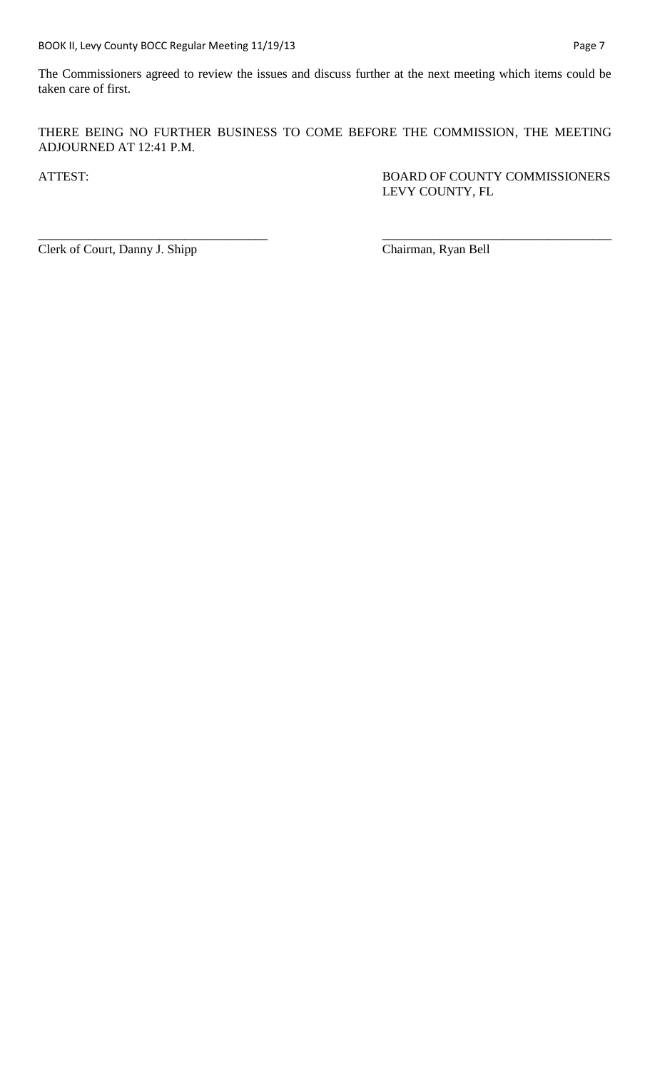The Commissioners agreed to review the issues and discuss further at the next meeting which items could be taken care of first.

THERE BEING NO FURTHER BUSINESS TO COME BEFORE THE COMMISSION, THE MEETING ADJOURNED AT 12:41 P.M.

ATTEST: BOARD OF COUNTY COMMISSIONERS LEVY COUNTY, FL

_____________________________________ _____________________________________

Clerk of Court, Danny J. Shipp Chairman, Ryan Bell